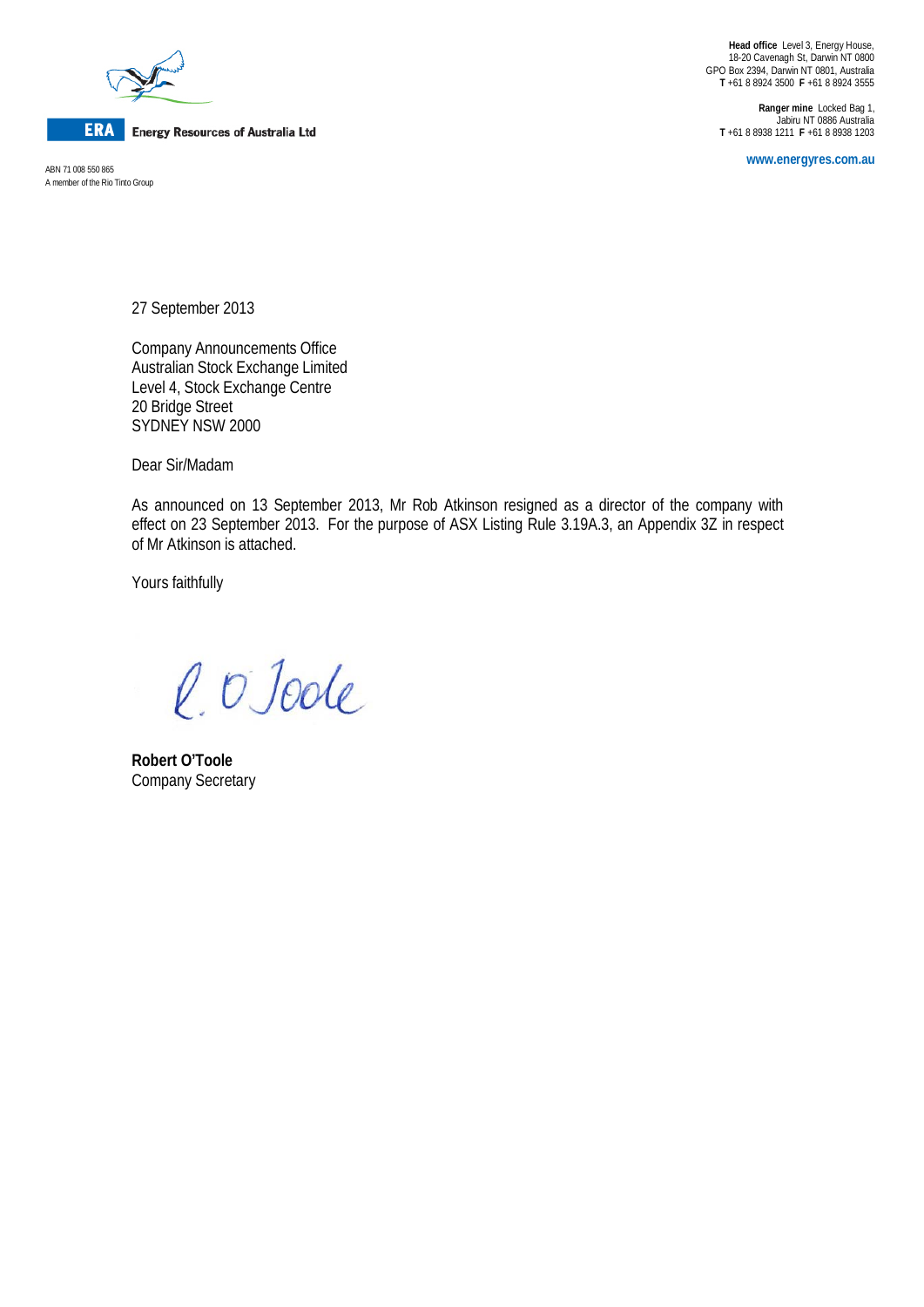**ERA** **Energy Resources of Australia Ltd**

ABN 71 008 550 865
A member of the Rio Tinto Group

**Head office** Level 3, Energy House,
18-20 Cavenagh St, Darwin NT 0800
GPO Box 2394, Darwin NT 0801, Australia
**T** +61 8 8924 3500 **F** +61 8 8924 3555

**Ranger mine** Locked Bag 1,
Jabiru NT 0886 Australia
**T** +61 8 8938 1211 **F** +61 8 8938 1203

**www.energyres.com.au**

27 September 2013

Company Announcements Office
Australian Stock Exchange Limited
Level 4, Stock Exchange Centre
20 Bridge Street
SYDNEY NSW 2000

Dear Sir/Madam

As announced on 13 September 2013, Mr Rob Atkinson resigned as a director of the company with effect on 23 September 2013. For the purpose of ASX Listing Rule 3.19A.3, an Appendix 3Z in respect of Mr Atkinson is attached.

Yours faithfully

R. O'Toole

**Robert O'Toole**
Company Secretary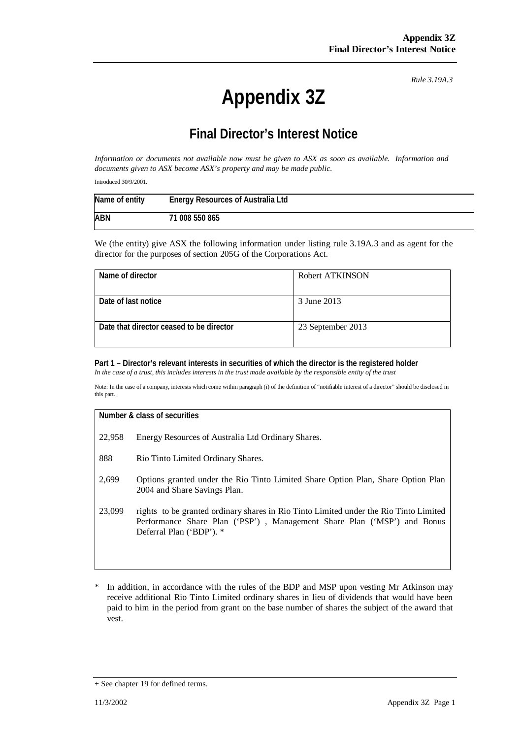*Rule 3.19A.3*

# Appendix 3Z

## Final Director's Interest Notice

*Information or documents not available now must be given to ASX as soon as available. Information and documents given to ASX become ASX's property and may be made public.*

Introduced 30/9/2001.

| Name of entity | Energy Resources of Australia Ltd |
|---|---|
| ABN | 71 008 550 865 |

We (the entity) give ASX the following information under listing rule 3.19A.3 and as agent for the director for the purposes of section 205G of the Corporations Act.

| Name of director | Robert ATKINSON |
|---|---|
| Date of last notice | 3 June 2013 |
| Date that director ceased to be director | 23 September 2013 |

**Part 1 – Director's relevant interests in securities of which the director is the registered holder**

*In the case of a trust, this includes interests in the trust made available by the responsible entity of the trust*

Note: In the case of a company, interests which come within paragraph (i) of the definition of "notifiable interest of a director" should be disclosed in this part.

| Number & class of securities | |
|---|---|
| 22,958 | Energy Resources of Australia Ltd Ordinary Shares. |
| 888 | Rio Tinto Limited Ordinary Shares. |
| 2,699 | Options granted under the Rio Tinto Limited Share Option Plan, Share Option Plan 2004 and Share Savings Plan. |
| 23,099 | rights to be granted ordinary shares in Rio Tinto Limited under the Rio Tinto Limited Performance Share Plan ('PSP') , Management Share Plan ('MSP') and Bonus Deferral Plan ('BDP'). * |

\* In addition, in accordance with the rules of the BDP and MSP upon vesting Mr Atkinson may receive additional Rio Tinto Limited ordinary shares in lieu of dividends that would have been paid to him in the period from grant on the base number of shares the subject of the award that vest.

+ See chapter 19 for defined terms.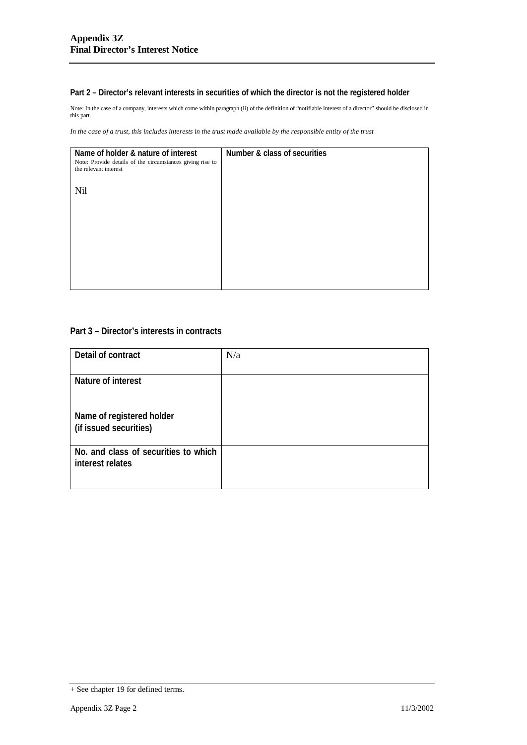## Part 2 – Director's relevant interests in securities of which the director is not the registered holder

Note: In the case of a company, interests which come within paragraph (ii) of the definition of "notifiable interest of a director" should be disclosed in this part.

*In the case of a trust, this includes interests in the trust made available by the responsible entity of the trust*

| Name of holder & nature of interest<br>Note: Provide details of the circumstances giving rise to the relevant interest | Number & class of securities |
|---|---|
| Nil | |

## Part 3 – Director's interests in contracts

| | |
|---|---|
| **Detail of contract** | N/a |
| **Nature of interest** | |
| **Name of registered holder (if issued securities)** | |
| **No. and class of securities to which interest relates** | |

+ See chapter 19 for defined terms.